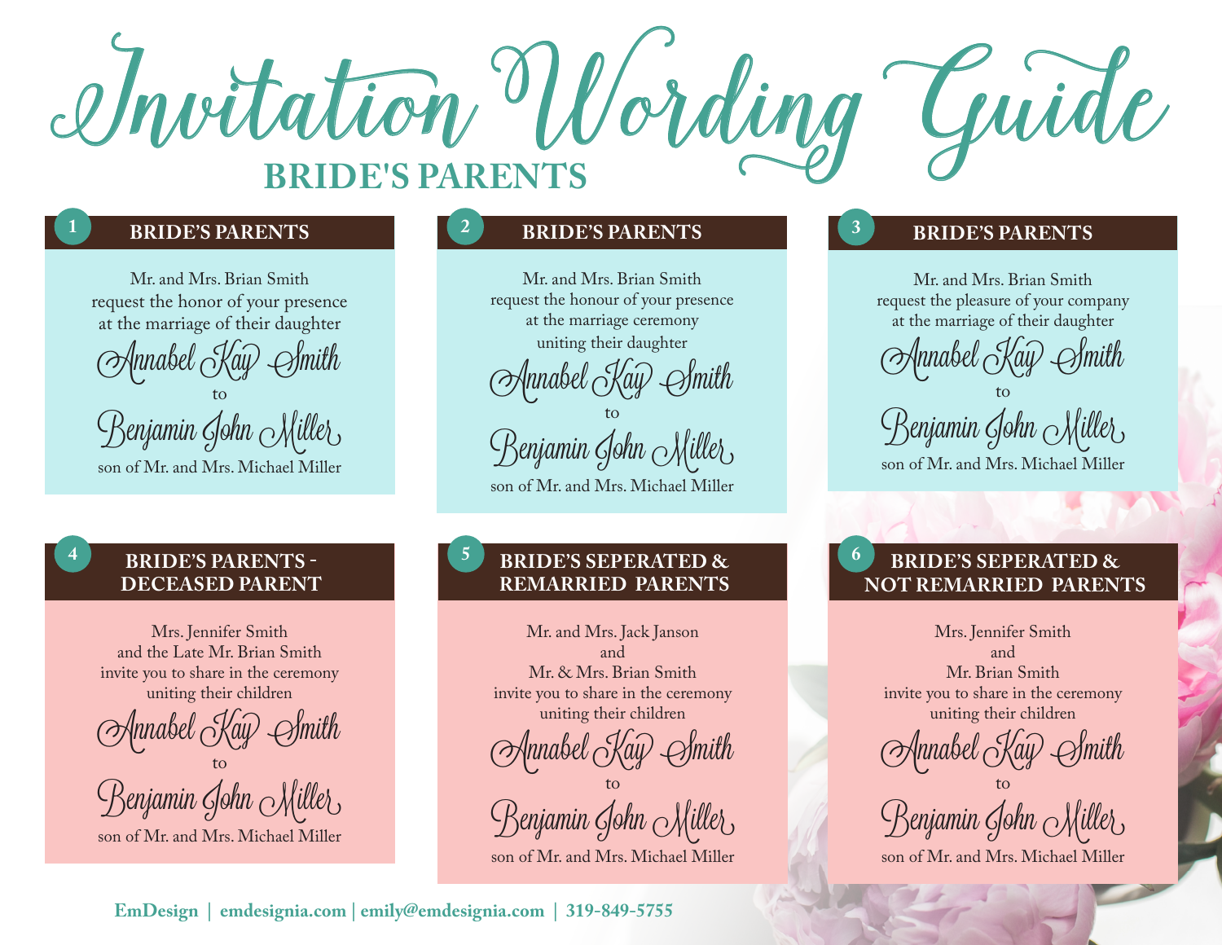# Invitation Wording Guide

## BRIDE'S PARENTS

### 1 BRIDE'S PARENTS

Mr. and Mrs. Brian Smith
request the honor of your presence
at the marriage of their daughter
*Annabel Kay Smith*
to
*Benjamin John Miller*
son of Mr. and Mrs. Michael Miller

### 2 BRIDE'S PARENTS

Mr. and Mrs. Brian Smith
request the honour of your presence
at the marriage ceremony
uniting their daughter
*Annabel Kay Smith*
to
*Benjamin John Miller*
son of Mr. and Mrs. Michael Miller

### 3 BRIDE'S PARENTS

Mr. and Mrs. Brian Smith
request the pleasure of your company
at the marriage of their daughter
*Annabel Kay Smith*
to
*Benjamin John Miller*
son of Mr. and Mrs. Michael Miller

### 4 BRIDE'S PARENTS - DECEASED PARENT

Mrs. Jennifer Smith
and the Late Mr. Brian Smith
invite you to share in the ceremony
uniting their children
*Annabel Kay Smith*
to
*Benjamin John Miller*
son of Mr. and Mrs. Michael Miller

### 5 BRIDE'S SEPERATED & REMARRIED PARENTS

Mr. and Mrs. Jack Janson
and
Mr. & Mrs. Brian Smith
invite you to share in the ceremony
uniting their children
*Annabel Kay Smith*
to
*Benjamin John Miller*
son of Mr. and Mrs. Michael Miller

### 6 BRIDE'S SEPERATED & NOT REMARRIED PARENTS

Mrs. Jennifer Smith
and
Mr. Brian Smith
invite you to share in the ceremony
uniting their children
*Annabel Kay Smith*
to
*Benjamin John Miller*
son of Mr. and Mrs. Michael Miller

**EmDesign | emdesignia.com | emily@emdesignia.com | 319-849-5755**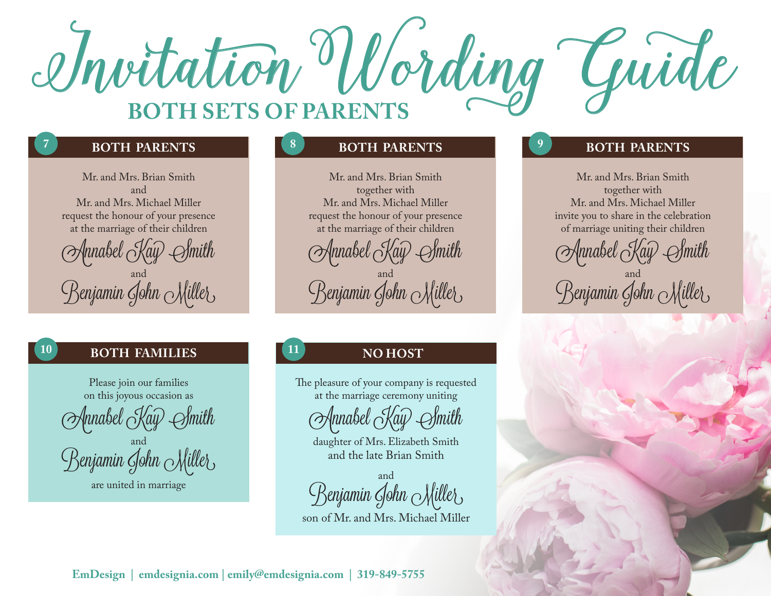# Invitation Wording Guide

## BOTH SETS OF PARENTS

### 7 BOTH PARENTS

Mr. and Mrs. Brian Smith
and
Mr. and Mrs. Michael Miller
request the honour of your presence
at the marriage of their children

*Annabel Kay Smith*
and
*Benjamin John Miller*

### 8 BOTH PARENTS

Mr. and Mrs. Brian Smith
together with
Mr. and Mrs. Michael Miller
request the honour of your presence
at the marriage of their children

*Annabel Kay Smith*
and
*Benjamin John Miller*

### 9 BOTH PARENTS

Mr. and Mrs. Brian Smith
together with
Mr. and Mrs. Michael Miller
invite you to share in the celebration
of marriage uniting their children

*Annabel Kay Smith*
and
*Benjamin John Miller*

### 10 BOTH FAMILIES

Please join our families
on this joyous occasion as

*Annabel Kay Smith*
and
*Benjamin John Miller*

are united in marriage

### 11 NO HOST

The pleasure of your company is requested
at the marriage ceremony uniting

*Annabel Kay Smith*

daughter of Mrs. Elizabeth Smith
and the late Brian Smith

and

*Benjamin John Miller*

son of Mr. and Mrs. Michael Miller

**EmDesign | emdesignia.com | emily@emdesignia.com | 319-849-5755**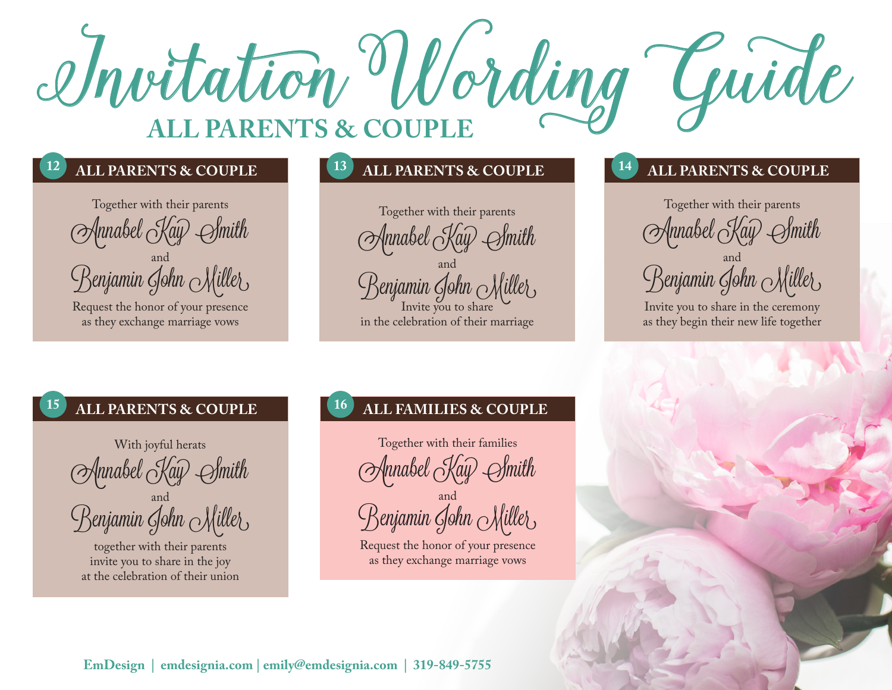# Invitation Wording Guide

## ALL PARENTS & COUPLE

### 12 ALL PARENTS & COUPLE

Together with their parents

*Annabel Kay Smith*

and

*Benjamin John Miller*

Request the honor of your presence
as they exchange marriage vows

### 13 ALL PARENTS & COUPLE

Together with their parents

*Annabel Kay Smith*

and

*Benjamin John Miller*

Invite you to share
in the celebration of their marriage

### 14 ALL PARENTS & COUPLE

Together with their parents

*Annabel Kay Smith*

and

*Benjamin John Miller*

Invite you to share in the ceremony
as they begin their new life together

### 15 ALL PARENTS & COUPLE

With joyful herats

*Annabel Kay Smith*

and

*Benjamin John Miller*

together with their parents
invite you to share in the joy
at the celebration of their union

### 16 ALL FAMILIES & COUPLE

Together with their families

*Annabel Kay Smith*

and

*Benjamin John Miller*

Request the honor of your presence
as they exchange marriage vows

**EmDesign | emdesignia.com | emily@emdesignia.com | 319-849-5755**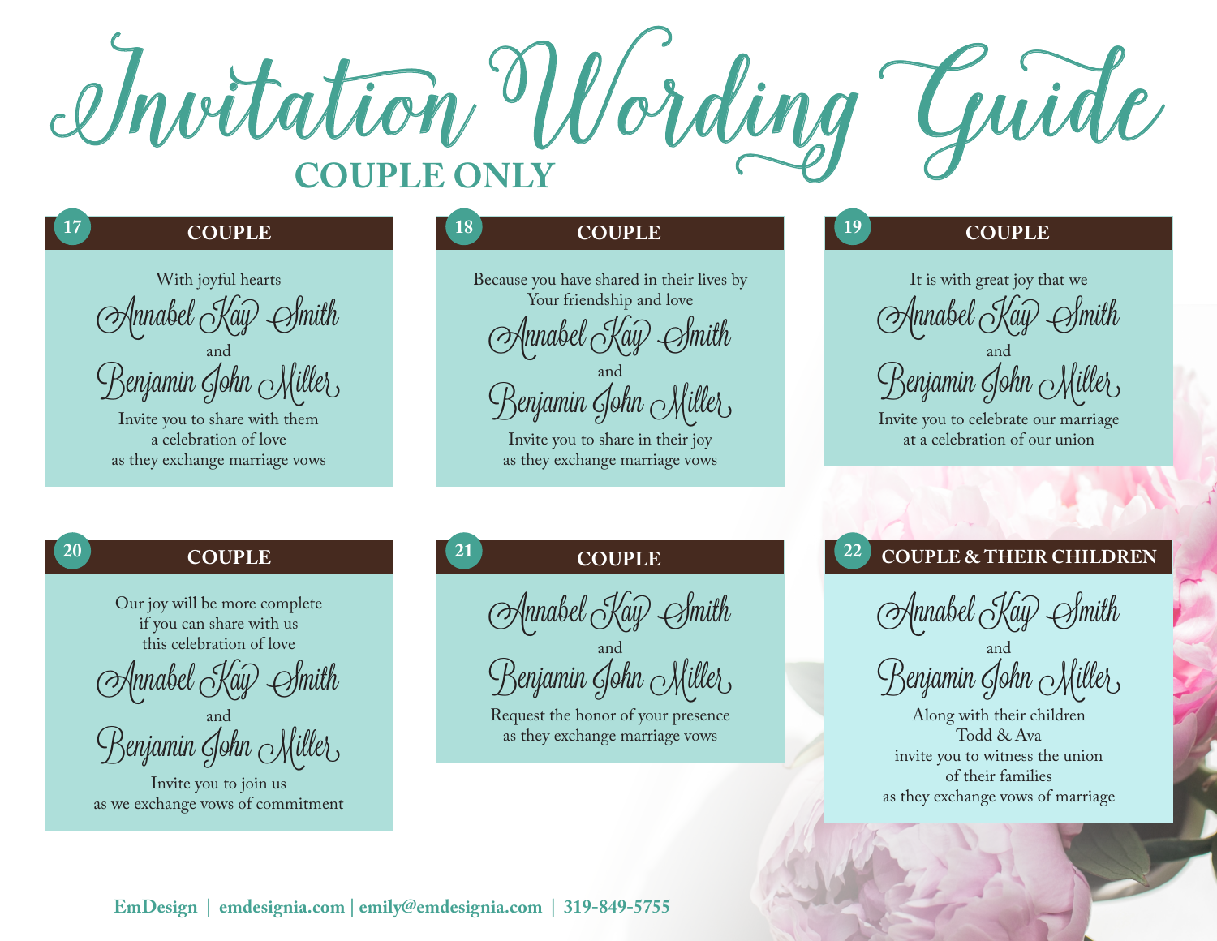# Invitation Wording Guide

## COUPLE ONLY

### 17 COUPLE

With joyful hearts
Annabel Kay Smith
and
Benjamin John Miller
Invite you to share with them
a celebration of love
as they exchange marriage vows

### 18 COUPLE

Because you have shared in their lives by
Your friendship and love
Annabel Kay Smith
and
Benjamin John Miller
Invite you to share in their joy
as they exchange marriage vows

### 19 COUPLE

It is with great joy that we
Annabel Kay Smith
and
Benjamin John Miller
Invite you to celebrate our marriage
at a celebration of our union

### 20 COUPLE

Our joy will be more complete
if you can share with us
this celebration of love
Annabel Kay Smith
and
Benjamin John Miller
Invite you to join us
as we exchange vows of commitment

### 21 COUPLE

Annabel Kay Smith
and
Benjamin John Miller
Request the honor of your presence
as they exchange marriage vows

### 22 COUPLE & THEIR CHILDREN

Annabel Kay Smith
and
Benjamin John Miller
Along with their children
Todd & Ava
invite you to witness the union
of their families
as they exchange vows of marriage

EmDesign | emdesignia.com | emily@emdesignia.com | 319-849-5755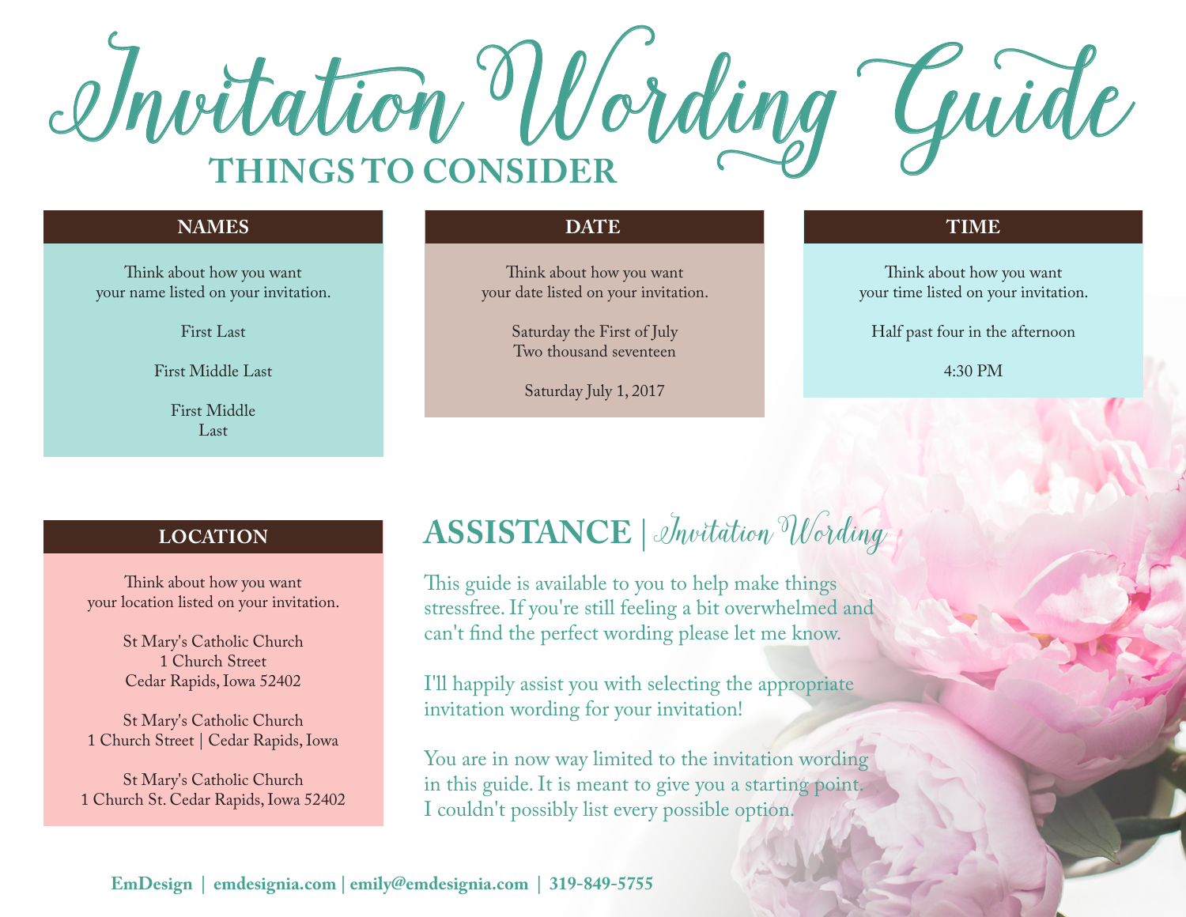# Invitation Wording Guide

## THINGS TO CONSIDER

### NAMES

Think about how you want
your name listed on your invitation.

First Last

First Middle Last

First Middle
Last

### DATE

Think about how you want
your date listed on your invitation.

Saturday the First of July
Two thousand seventeen

Saturday July 1, 2017

### TIME

Think about how you want
your time listed on your invitation.

Half past four in the afternoon

4:30 PM

### LOCATION

Think about how you want
your location listed on your invitation.

St Mary's Catholic Church
1 Church Street
Cedar Rapids, Iowa 52402

St Mary's Catholic Church
1 Church Street | Cedar Rapids, Iowa

St Mary's Catholic Church
1 Church St. Cedar Rapids, Iowa 52402

## ASSISTANCE | Invitation Wording

This guide is available to you to help make things stressfree. If you're still feeling a bit overwhelmed and can't find the perfect wording please let me know.

I'll happily assist you with selecting the appropriate invitation wording for your invitation!

You are in now way limited to the invitation wording in this guide. It is meant to give you a starting point. I couldn't possibly list every possible option.

**EmDesign | emdesignia.com | emily@emdesignia.com | 319-849-5755**